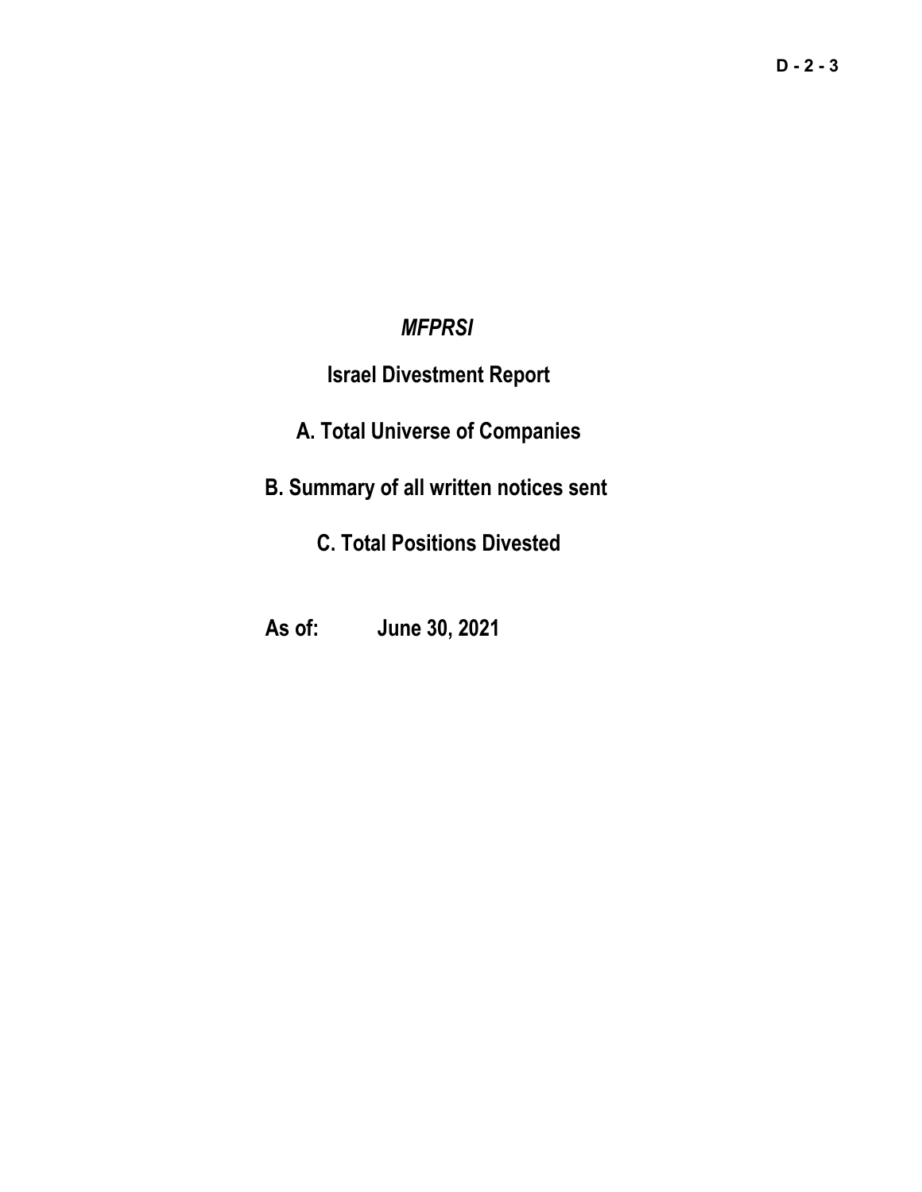*MFPRSI*

# Israel Divestment Report

## A. Total Universe of Companies

## B. Summary of all written notices sent

## C. Total Positions Divested

**As of: June 30, 2021**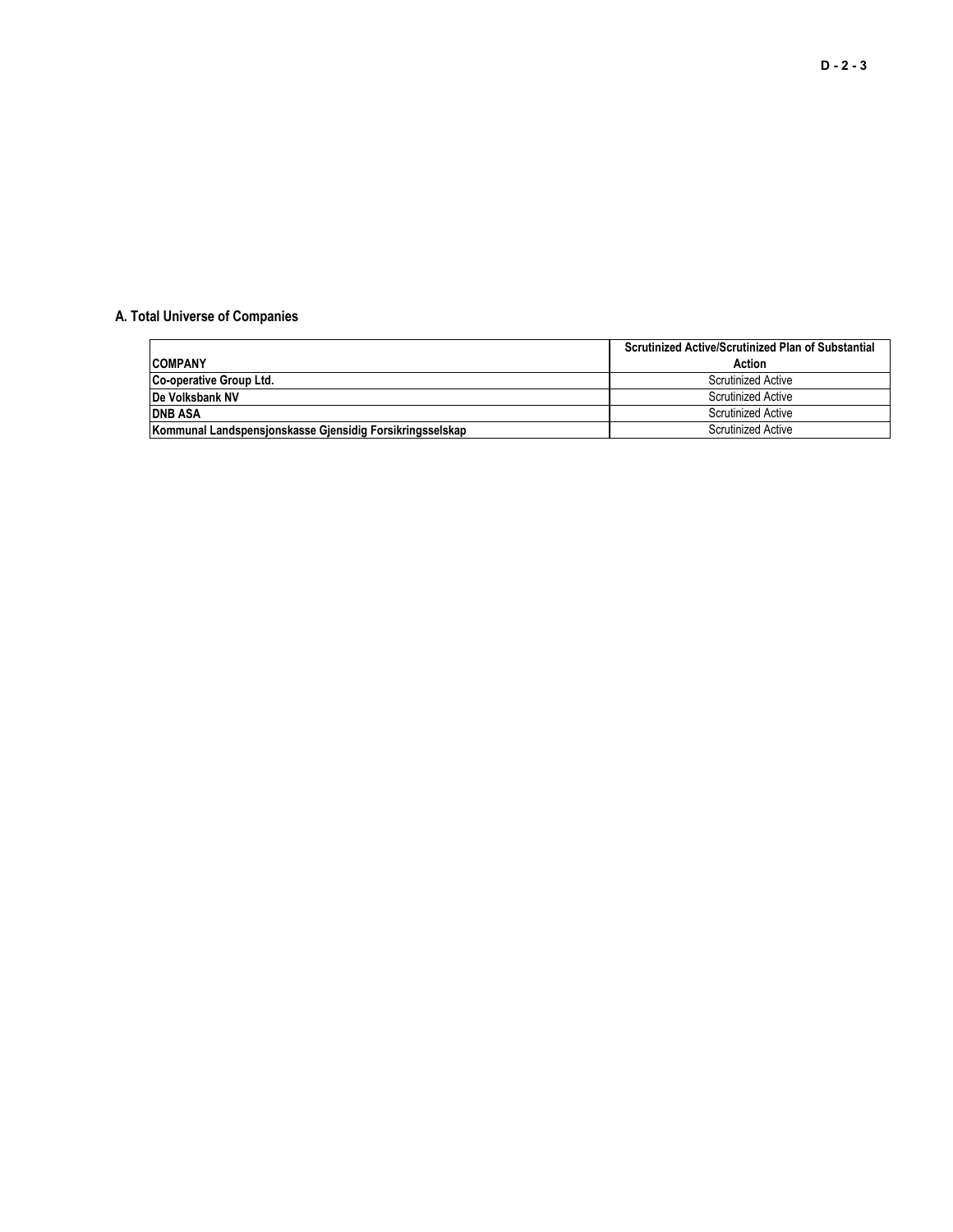### A. Total Universe of Companies

| COMPANY | Scrutinized Active/Scrutinized Plan of Substantial Action |
|---|---|
| **Co-operative Group Ltd.** | Scrutinized Active |
| **De Volksbank NV** | Scrutinized Active |
| **DNB ASA** | Scrutinized Active |
| **Kommunal Landspensjonskasse Gjensidig Forsikringsselskap** | Scrutinized Active |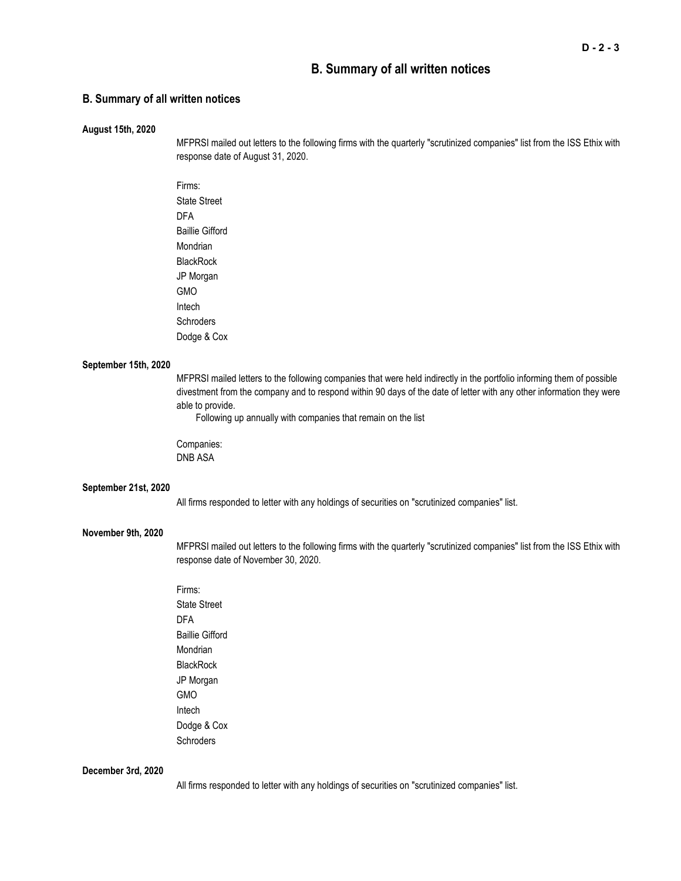# B. Summary of all written notices

## B. Summary of all written notices

**August 15th, 2020**

MFPRSI mailed out letters to the following firms with the quarterly "scrutinized companies" list from the ISS Ethix with response date of August 31, 2020.

Firms:
State Street
DFA
Baillie Gifford
Mondrian
BlackRock
JP Morgan
GMO
Intech
Schroders
Dodge & Cox

**September 15th, 2020**

MFPRSI mailed letters to the following companies that were held indirectly in the portfolio informing them of possible divestment from the company and to respond within 90 days of the date of letter with any other information they were able to provide.
Following up annually with companies that remain on the list

Companies:
DNB ASA

**September 21st, 2020**

All firms responded to letter with any holdings of securities on "scrutinized companies" list.

**November 9th, 2020**

MFPRSI mailed out letters to the following firms with the quarterly "scrutinized companies" list from the ISS Ethix with response date of November 30, 2020.

Firms:
State Street
DFA
Baillie Gifford
Mondrian
BlackRock
JP Morgan
GMO
Intech
Dodge & Cox
Schroders

**December 3rd, 2020**

All firms responded to letter with any holdings of securities on "scrutinized companies" list.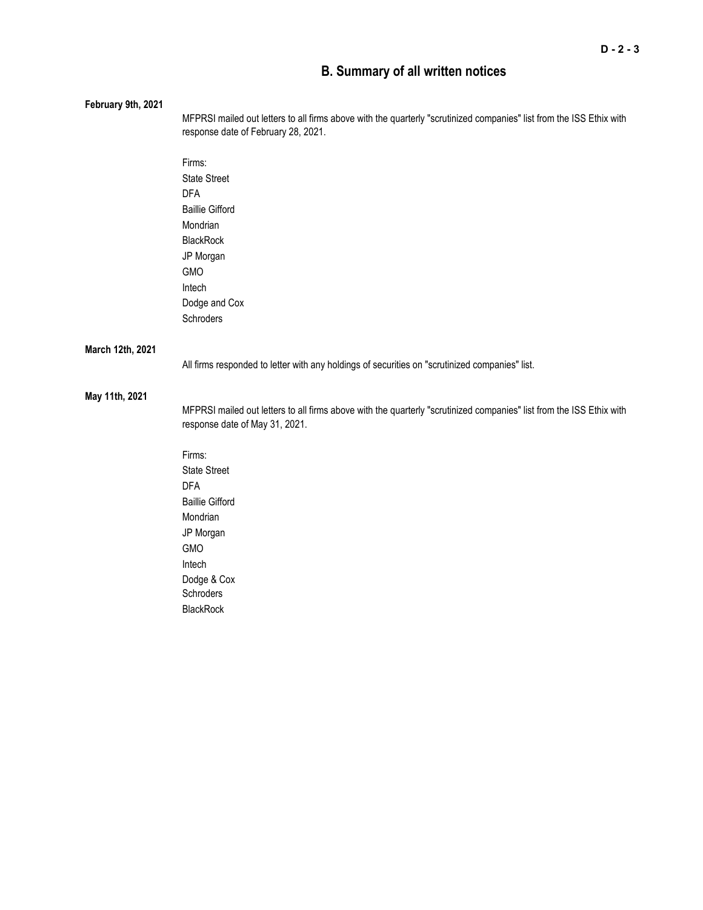## B. Summary of all written notices

**February 9th, 2021**

MFPRSI mailed out letters to all firms above with the quarterly "scrutinized companies" list from the ISS Ethix with response date of February 28, 2021.

Firms:
State Street
DFA
Baillie Gifford
Mondrian
BlackRock
JP Morgan
GMO
Intech
Dodge and Cox
Schroders

**March 12th, 2021**

All firms responded to letter with any holdings of securities on "scrutinized companies" list.

**May 11th, 2021**

MFPRSI mailed out letters to all firms above with the quarterly "scrutinized companies" list from the ISS Ethix with response date of May 31, 2021.

Firms:
State Street
DFA
Baillie Gifford
Mondrian
JP Morgan
GMO
Intech
Dodge & Cox
Schroders
BlackRock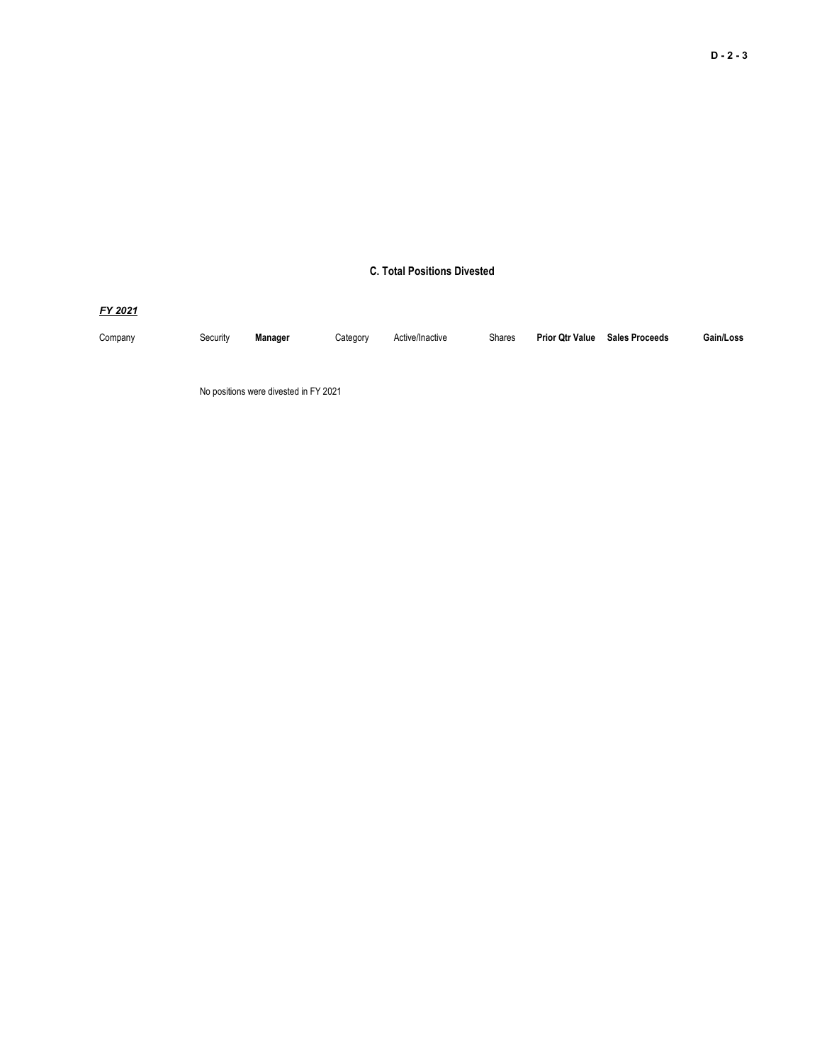## C. Total Positions Divested

***<u>FY 2021</u>***

| Company | Security | **Manager** | Category | Active/Inactive | Shares | **Prior Qtr Value** | **Sales Proceeds** | **Gain/Loss** |
|---|---|---|---|---|---|---|---|---|

No positions were divested in FY 2021